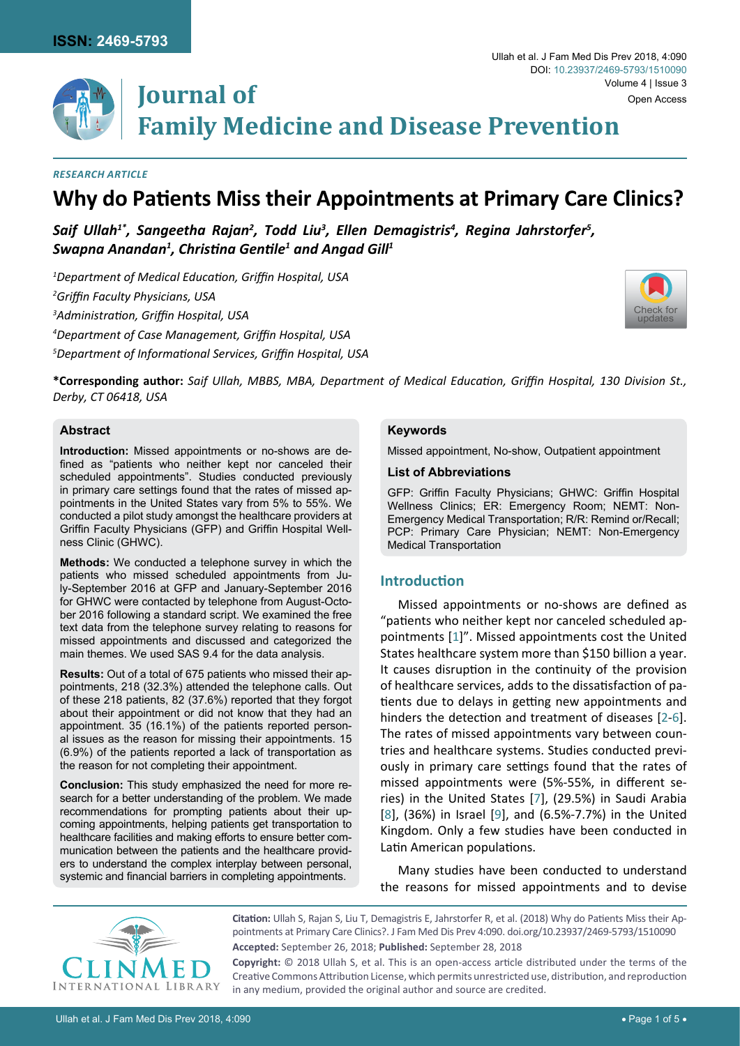*RESEARCH ARTICLE*

# Why do Patients Miss their Appointments at Primary Care Clinics?

***Saif Ullah[1*], Sangeetha Rajan[2], Todd Liu[3], Ellen Demagistris[4], Regina Jahrstorfer[5], Swapna Anandan[1], Christina Gentile[1] and Angad Gill[1]***

*[1]Department of Medical Education, Griffin Hospital, USA*

*[2]Griffin Faculty Physicians, USA*

*[3]Administration, Griffin Hospital, USA*

*[4]Department of Case Management, Griffin Hospital, USA*

*[5]Department of Informational Services, Griffin Hospital, USA*

**\*Corresponding author:** *Saif Ullah, MBBS, MBA, Department of Medical Education, Griffin Hospital, 130 Division St., Derby, CT 06418, USA*

## Abstract

**Introduction:** Missed appointments or no-shows are defined as "patients who neither kept nor canceled their scheduled appointments". Studies conducted previously in primary care settings found that the rates of missed appointments in the United States vary from 5% to 55%. We conducted a pilot study amongst the healthcare providers at Griffin Faculty Physicians (GFP) and Griffin Hospital Wellness Clinic (GHWC).

**Methods:** We conducted a telephone survey in which the patients who missed scheduled appointments from July-September 2016 at GFP and January-September 2016 for GHWC were contacted by telephone from August-October 2016 following a standard script. We examined the free text data from the telephone survey relating to reasons for missed appointments and discussed and categorized the main themes. We used SAS 9.4 for the data analysis.

**Results:** Out of a total of 675 patients who missed their appointments, 218 (32.3%) attended the telephone calls. Out of these 218 patients, 82 (37.6%) reported that they forgot about their appointment or did not know that they had an appointment. 35 (16.1%) of the patients reported personal issues as the reason for missing their appointments. 15 (6.9%) of the patients reported a lack of transportation as the reason for not completing their appointment.

**Conclusion:** This study emphasized the need for more research for a better understanding of the problem. We made recommendations for prompting patients about their upcoming appointments, helping patients get transportation to healthcare facilities and making efforts to ensure better communication between the patients and the healthcare providers to understand the complex interplay between personal, systemic and financial barriers in completing appointments.

## Keywords

Missed appointment, No-show, Outpatient appointment

### List of Abbreviations

GFP: Griffin Faculty Physicians; GHWC: Griffin Hospital Wellness Clinics; ER: Emergency Room; NEMT: Non-Emergency Medical Transportation; R/R: Remind or/Recall; PCP: Primary Care Physician; NEMT: Non-Emergency Medical Transportation

## Introduction

Missed appointments or no-shows are defined as "patients who neither kept nor canceled scheduled appointments [1]". Missed appointments cost the United States healthcare system more than $150 billion a year. It causes disruption in the continuity of the provision of healthcare services, adds to the dissatisfaction of patients due to delays in getting new appointments and hinders the detection and treatment of diseases [2-6]. The rates of missed appointments vary between countries and healthcare systems. Studies conducted previously in primary care settings found that the rates of missed appointments were (5%-55%, in different series) in the United States [7], (29.5%) in Saudi Arabia [8], (36%) in Israel [9], and (6.5%-7.7%) in the United Kingdom. Only a few studies have been conducted in Latin American populations.

Many studies have been conducted to understand the reasons for missed appointments and to devise

**Citation:** Ullah S, Rajan S, Liu T, Demagistris E, Jahrstorfer R, et al. (2018) Why do Patients Miss their Appointments at Primary Care Clinics?. J Fam Med Dis Prev 4:090. doi.org/10.23937/2469-5793/1510090

**Accepted:** September 26, 2018; **Published:** September 28, 2018

**Copyright:** © 2018 Ullah S, et al. This is an open-access article distributed under the terms of the Creative Commons Attribution License, which permits unrestricted use, distribution, and reproduction in any medium, provided the original author and source are credited.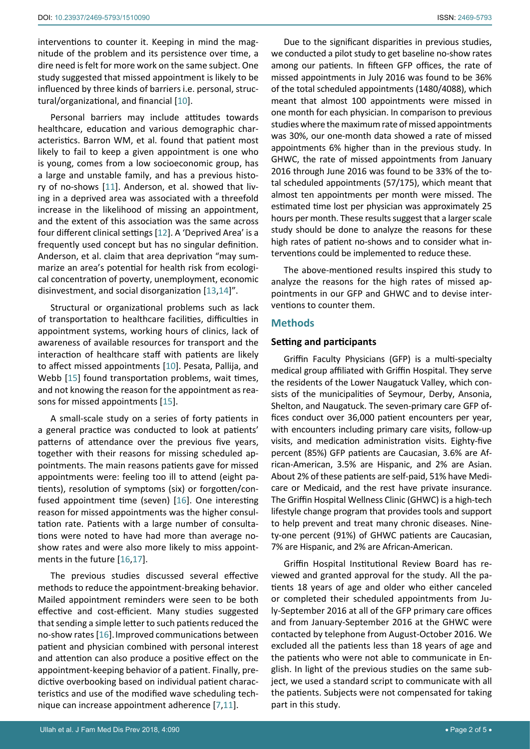interventions to counter it. Keeping in mind the magnitude of the problem and its persistence over time, a dire need is felt for more work on the same subject. One study suggested that missed appointment is likely to be influenced by three kinds of barriers i.e. personal, structural/organizational, and financial [10].

Personal barriers may include attitudes towards healthcare, education and various demographic characteristics. Barron WM, et al. found that patient most likely to fail to keep a given appointment is one who is young, comes from a low socioeconomic group, has a large and unstable family, and has a previous history of no-shows [11]. Anderson, et al. showed that living in a deprived area was associated with a threefold increase in the likelihood of missing an appointment, and the extent of this association was the same across four different clinical settings [12]. A 'Deprived Area' is a frequently used concept but has no singular definition. Anderson, et al. claim that area deprivation "may summarize an area's potential for health risk from ecological concentration of poverty, unemployment, economic disinvestment, and social disorganization [13,14]".

Structural or organizational problems such as lack of transportation to healthcare facilities, difficulties in appointment systems, working hours of clinics, lack of awareness of available resources for transport and the interaction of healthcare staff with patients are likely to affect missed appointments [10]. Pesata, Pallija, and Webb [15] found transportation problems, wait times, and not knowing the reason for the appointment as reasons for missed appointments [15].

A small-scale study on a series of forty patients in a general practice was conducted to look at patients' patterns of attendance over the previous five years, together with their reasons for missing scheduled appointments. The main reasons patients gave for missed appointments were: feeling too ill to attend (eight patients), resolution of symptoms (six) or forgotten/confused appointment time (seven) [16]. One interesting reason for missed appointments was the higher consultation rate. Patients with a large number of consultations were noted to have had more than average no-show rates and were also more likely to miss appointments in the future [16,17].

The previous studies discussed several effective methods to reduce the appointment-breaking behavior. Mailed appointment reminders were seen to be both effective and cost-efficient. Many studies suggested that sending a simple letter to such patients reduced the no-show rates [16]. Improved communications between patient and physician combined with personal interest and attention can also produce a positive effect on the appointment-keeping behavior of a patient. Finally, predictive overbooking based on individual patient characteristics and use of the modified wave scheduling technique can increase appointment adherence [7,11].

Due to the significant disparities in previous studies, we conducted a pilot study to get baseline no-show rates among our patients. In fifteen GFP offices, the rate of missed appointments in July 2016 was found to be 36% of the total scheduled appointments (1480/4088), which meant that almost 100 appointments were missed in one month for each physician. In comparison to previous studies where the maximum rate of missed appointments was 30%, our one-month data showed a rate of missed appointments 6% higher than in the previous study. In GHWC, the rate of missed appointments from January 2016 through June 2016 was found to be 33% of the total scheduled appointments (57/175), which meant that almost ten appointments per month were missed. The estimated time lost per physician was approximately 25 hours per month. These results suggest that a larger scale study should be done to analyze the reasons for these high rates of patient no-shows and to consider what interventions could be implemented to reduce these.

The above-mentioned results inspired this study to analyze the reasons for the high rates of missed appointments in our GFP and GHWC and to devise interventions to counter them.

## Methods

### Setting and participants

Griffin Faculty Physicians (GFP) is a multi-specialty medical group affiliated with Griffin Hospital. They serve the residents of the Lower Naugatuck Valley, which consists of the municipalities of Seymour, Derby, Ansonia, Shelton, and Naugatuck. The seven-primary care GFP offices conduct over 36,000 patient encounters per year, with encounters including primary care visits, follow-up visits, and medication administration visits. Eighty-five percent (85%) GFP patients are Caucasian, 3.6% are African-American, 3.5% are Hispanic, and 2% are Asian. About 2% of these patients are self-paid, 51% have Medicare or Medicaid, and the rest have private insurance. The Griffin Hospital Wellness Clinic (GHWC) is a high-tech lifestyle change program that provides tools and support to help prevent and treat many chronic diseases. Ninety-one percent (91%) of GHWC patients are Caucasian, 7% are Hispanic, and 2% are African-American.

Griffin Hospital Institutional Review Board has reviewed and granted approval for the study. All the patients 18 years of age and older who either canceled or completed their scheduled appointments from July-September 2016 at all of the GFP primary care offices and from January-September 2016 at the GHWC were contacted by telephone from August-October 2016. We excluded all the patients less than 18 years of age and the patients who were not able to communicate in English. In light of the previous studies on the same subject, we used a standard script to communicate with all the patients. Subjects were not compensated for taking part in this study.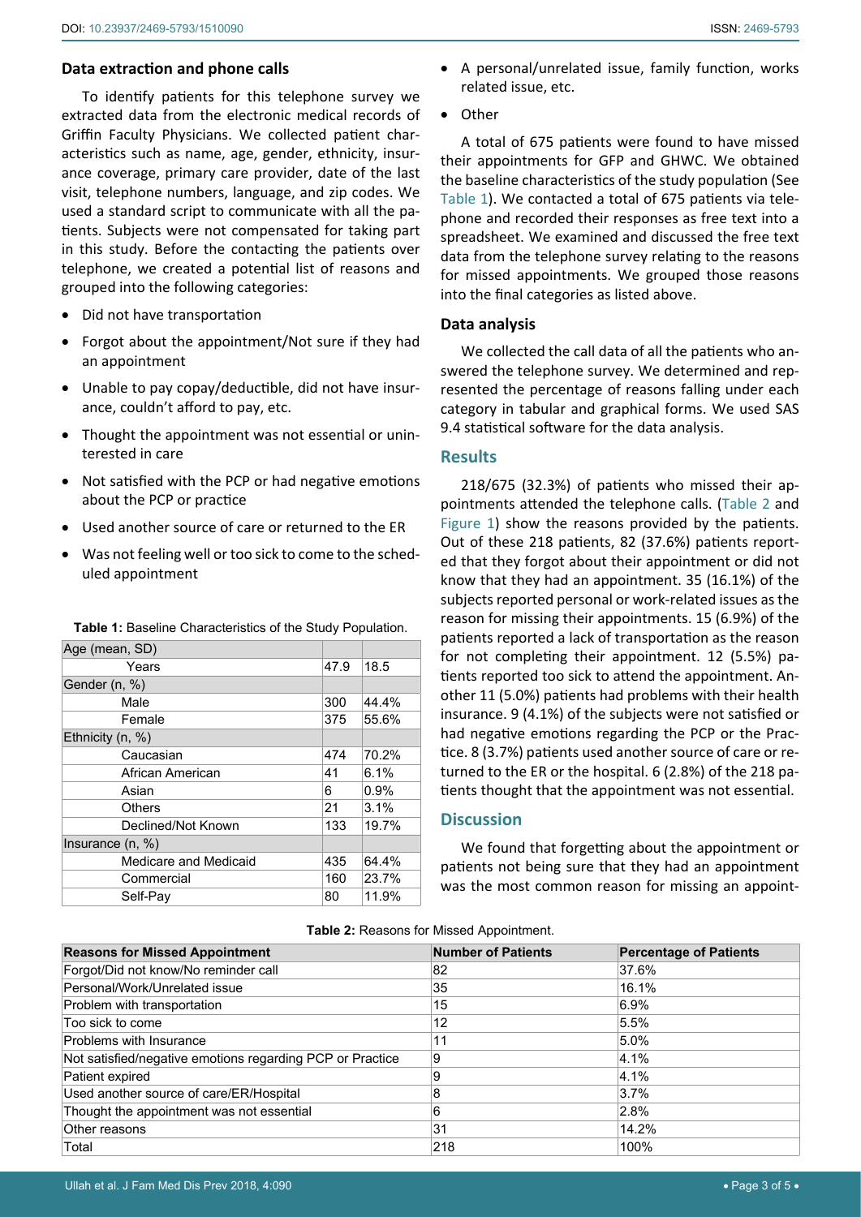### Data extraction and phone calls

To identify patients for this telephone survey we extracted data from the electronic medical records of Griffin Faculty Physicians. We collected patient characteristics such as name, age, gender, ethnicity, insurance coverage, primary care provider, date of the last visit, telephone numbers, language, and zip codes. We used a standard script to communicate with all the patients. Subjects were not compensated for taking part in this study. Before the contacting the patients over telephone, we created a potential list of reasons and grouped into the following categories:

- Did not have transportation
- Forgot about the appointment/Not sure if they had an appointment
- Unable to pay copay/deductible, did not have insurance, couldn't afford to pay, etc.
- Thought the appointment was not essential or uninterested in care
- Not satisfied with the PCP or had negative emotions about the PCP or practice
- Used another source of care or returned to the ER
- Was not feeling well or too sick to come to the scheduled appointment
- A personal/unrelated issue, family function, works related issue, etc.
- Other

**Table 1:** Baseline Characteristics of the Study Population.

| Age (mean, SD) | | |
|---|---|---|
| Years | 47.9 | 18.5 |
| Gender (n, %) | | |
| Male | 300 | 44.4% |
| Female | 375 | 55.6% |
| Ethnicity (n, %) | | |
| Caucasian | 474 | 70.2% |
| African American | 41 | 6.1% |
| Asian | 6 | 0.9% |
| Others | 21 | 3.1% |
| Declined/Not Known | 133 | 19.7% |
| Insurance (n, %) | | |
| Medicare and Medicaid | 435 | 64.4% |
| Commercial | 160 | 23.7% |
| Self-Pay | 80 | 11.9% |

A total of 675 patients were found to have missed their appointments for GFP and GHWC. We obtained the baseline characteristics of the study population (See Table 1). We contacted a total of 675 patients via telephone and recorded their responses as free text into a spreadsheet. We examined and discussed the free text data from the telephone survey relating to the reasons for missed appointments. We grouped those reasons into the final categories as listed above.

### Data analysis

We collected the call data of all the patients who answered the telephone survey. We determined and represented the percentage of reasons falling under each category in tabular and graphical forms. We used SAS 9.4 statistical software for the data analysis.

## Results

218/675 (32.3%) of patients who missed their appointments attended the telephone calls. (Table 2 and Figure 1) show the reasons provided by the patients. Out of these 218 patients, 82 (37.6%) patients reported that they forgot about their appointment or did not know that they had an appointment. 35 (16.1%) of the subjects reported personal or work-related issues as the reason for missing their appointments. 15 (6.9%) of the patients reported a lack of transportation as the reason for not completing their appointment. 12 (5.5%) patients reported too sick to attend the appointment. Another 11 (5.0%) patients had problems with their health insurance. 9 (4.1%) of the subjects were not satisfied or had negative emotions regarding the PCP or the Practice. 8 (3.7%) patients used another source of care or returned to the ER or the hospital. 6 (2.8%) of the 218 patients thought that the appointment was not essential.

## Discussion

We found that forgetting about the appointment or patients not being sure that they had an appointment was the most common reason for missing an appoint-

**Table 2:** Reasons for Missed Appointment.

| Reasons for Missed Appointment | Number of Patients | Percentage of Patients |
|---|---|---|
| Forgot/Did not know/No reminder call | 82 | 37.6% |
| Personal/Work/Unrelated issue | 35 | 16.1% |
| Problem with transportation | 15 | 6.9% |
| Too sick to come | 12 | 5.5% |
| Problems with Insurance | 11 | 5.0% |
| Not satisfied/negative emotions regarding PCP or Practice | 9 | 4.1% |
| Patient expired | 9 | 4.1% |
| Used another source of care/ER/Hospital | 8 | 3.7% |
| Thought the appointment was not essential | 6 | 2.8% |
| Other reasons | 31 | 14.2% |
| Total | 218 | 100% |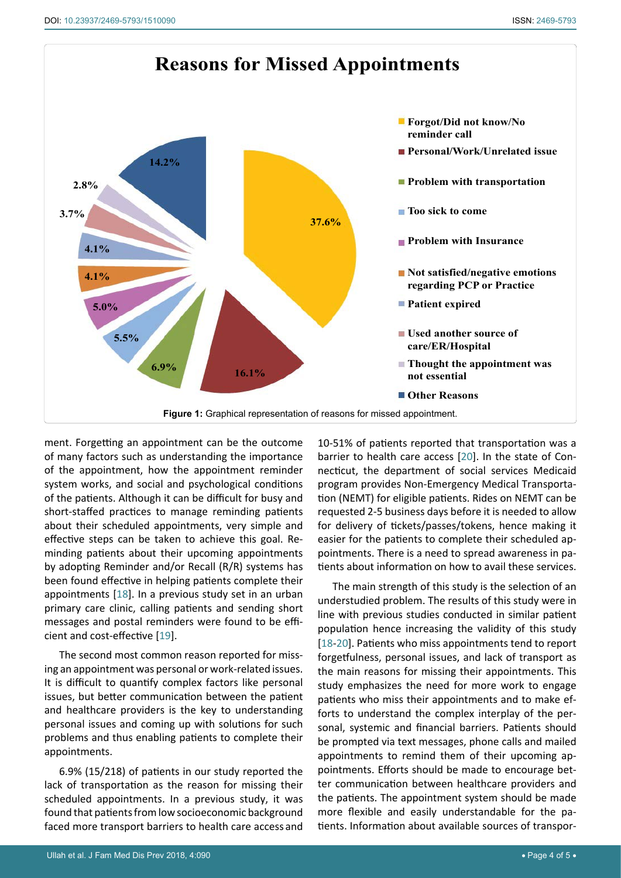**Figure 1:** Graphical representation of reasons for missed appointment.

ment. Forgetting an appointment can be the outcome of many factors such as understanding the importance of the appointment, how the appointment reminder system works, and social and psychological conditions of the patients. Although it can be difficult for busy and short-staffed practices to manage reminding patients about their scheduled appointments, very simple and effective steps can be taken to achieve this goal. Reminding patients about their upcoming appointments by adopting Reminder and/or Recall (R/R) systems has been found effective in helping patients complete their appointments [18]. In a previous study set in an urban primary care clinic, calling patients and sending short messages and postal reminders were found to be efficient and cost-effective [19].

The second most common reason reported for missing an appointment was personal or work-related issues. It is difficult to quantify complex factors like personal issues, but better communication between the patient and healthcare providers is the key to understanding personal issues and coming up with solutions for such problems and thus enabling patients to complete their appointments.

6.9% (15/218) of patients in our study reported the lack of transportation as the reason for missing their scheduled appointments. In a previous study, it was found that patients from low socioeconomic background faced more transport barriers to health care access and 10-51% of patients reported that transportation was a barrier to health care access [20]. In the state of Connecticut, the department of social services Medicaid program provides Non-Emergency Medical Transportation (NEMT) for eligible patients. Rides on NEMT can be requested 2-5 business days before it is needed to allow for delivery of tickets/passes/tokens, hence making it easier for the patients to complete their scheduled appointments. There is a need to spread awareness in patients about information on how to avail these services.

The main strength of this study is the selection of an understudied problem. The results of this study were in line with previous studies conducted in similar patient population hence increasing the validity of this study [18-20]. Patients who miss appointments tend to report forgetfulness, personal issues, and lack of transport as the main reasons for missing their appointments. This study emphasizes the need for more work to engage patients who miss their appointments and to make efforts to understand the complex interplay of the personal, systemic and financial barriers. Patients should be prompted via text messages, phone calls and mailed appointments to remind them of their upcoming appointments. Efforts should be made to encourage better communication between healthcare providers and the patients. The appointment system should be made more flexible and easily understandable for the patients. Information about available sources of transpor-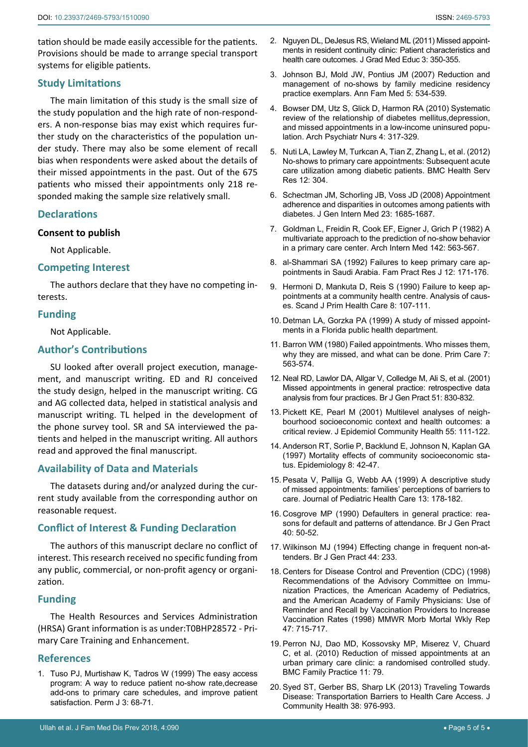tation should be made easily accessible for the patients. Provisions should be made to arrange special transport systems for eligible patients.

## Study Limitations

The main limitation of this study is the small size of the study population and the high rate of non-responders. A non-response bias may exist which requires further study on the characteristics of the population under study. There may also be some element of recall bias when respondents were asked about the details of their missed appointments in the past. Out of the 675 patients who missed their appointments only 218 responded making the sample size relatively small.

## Declarations

### Consent to publish

Not Applicable.

## Competing Interest

The authors declare that they have no competing interests.

## Funding

Not Applicable.

## Author's Contributions

SU looked after overall project execution, management, and manuscript writing. ED and RJ conceived the study design, helped in the manuscript writing. CG and AG collected data, helped in statistical analysis and manuscript writing. TL helped in the development of the phone survey tool. SR and SA interviewed the patients and helped in the manuscript writing. All authors read and approved the final manuscript.

## Availability of Data and Materials

The datasets during and/or analyzed during the current study available from the corresponding author on reasonable request.

## Conflict of Interest & Funding Declaration

The authors of this manuscript declare no conflict of interest. This research received no specific funding from any public, commercial, or non-profit agency or organization.

## Funding

The Health Resources and Services Administration (HRSA) Grant information is as under:T0BHP28572 - Primary Care Training and Enhancement.

## References

1. Tuso PJ, Murtishaw K, Tadros W (1999) The easy access program: A way to reduce patient no-show rate,decrease add-ons to primary care schedules, and improve patient satisfaction. Perm J 3: 68-71.
2. Nguyen DL, DeJesus RS, Wieland ML (2011) Missed appointments in resident continuity clinic: Patient characteristics and health care outcomes. J Grad Med Educ 3: 350-355.
3. Johnson BJ, Mold JW, Pontius JM (2007) Reduction and management of no-shows by family medicine residency practice exemplars. Ann Fam Med 5: 534-539.
4. Bowser DM, Utz S, Glick D, Harmon RA (2010) Systematic review of the relationship of diabetes mellitus,depression, and missed appointments in a low-income uninsured population. Arch Psychiatr Nurs 4: 317-329.
5. Nuti LA, Lawley M, Turkcan A, Tian Z, Zhang L, et al. (2012) No-shows to primary care appointments: Subsequent acute care utilization among diabetic patients. BMC Health Serv Res 12: 304.
6. Schectman JM, Schorling JB, Voss JD (2008) Appointment adherence and disparities in outcomes among patients with diabetes. J Gen Intern Med 23: 1685-1687.
7. Goldman L, Freidin R, Cook EF, Eigner J, Grich P (1982) A multivariate approach to the prediction of no-show behavior in a primary care center. Arch Intern Med 142: 563-567.
8. al-Shammari SA (1992) Failures to keep primary care appointments in Saudi Arabia. Fam Pract Res J 12: 171-176.
9. Hermoni D, Mankuta D, Reis S (1990) Failure to keep appointments at a community health centre. Analysis of causes. Scand J Prim Health Care 8: 107-111.
10. Detman LA, Gorzka PA (1999) A study of missed appointments in a Florida public health department.
11. Barron WM (1980) Failed appointments. Who misses them, why they are missed, and what can be done. Prim Care 7: 563-574.
12. Neal RD, Lawlor DA, Allgar V, Colledge M, Ali S, et al. (2001) Missed appointments in general practice: retrospective data analysis from four practices. Br J Gen Pract 51: 830-832.
13. Pickett KE, Pearl M (2001) Multilevel analyses of neighbourhood socioeconomic context and health outcomes: a critical review. J Epidemiol Community Health 55: 111-122.
14. Anderson RT, Sorlie P, Backlund E, Johnson N, Kaplan GA (1997) Mortality effects of community socioeconomic status. Epidemiology 8: 42-47.
15. Pesata V, Pallija G, Webb AA (1999) A descriptive study of missed appointments: families' perceptions of barriers to care. Journal of Pediatric Health Care 13: 178-182.
16. Cosgrove MP (1990) Defaulters in general practice: reasons for default and patterns of attendance. Br J Gen Pract 40: 50-52.
17. Wilkinson MJ (1994) Effecting change in frequent non-attenders. Br J Gen Pract 44: 233.
18. Centers for Disease Control and Prevention (CDC) (1998) Recommendations of the Advisory Committee on Immunization Practices, the American Academy of Pediatrics, and the American Academy of Family Physicians: Use of Reminder and Recall by Vaccination Providers to Increase Vaccination Rates (1998) MMWR Morb Mortal Wkly Rep 47: 715-717.
19. Perron NJ, Dao MD, Kossovsky MP, Miserez V, Chuard C, et al. (2010) Reduction of missed appointments at an urban primary care clinic: a randomised controlled study. BMC Family Practice 11: 79.
20. Syed ST, Gerber BS, Sharp LK (2013) Traveling Towards Disease: Transportation Barriers to Health Care Access. J Community Health 38: 976-993.